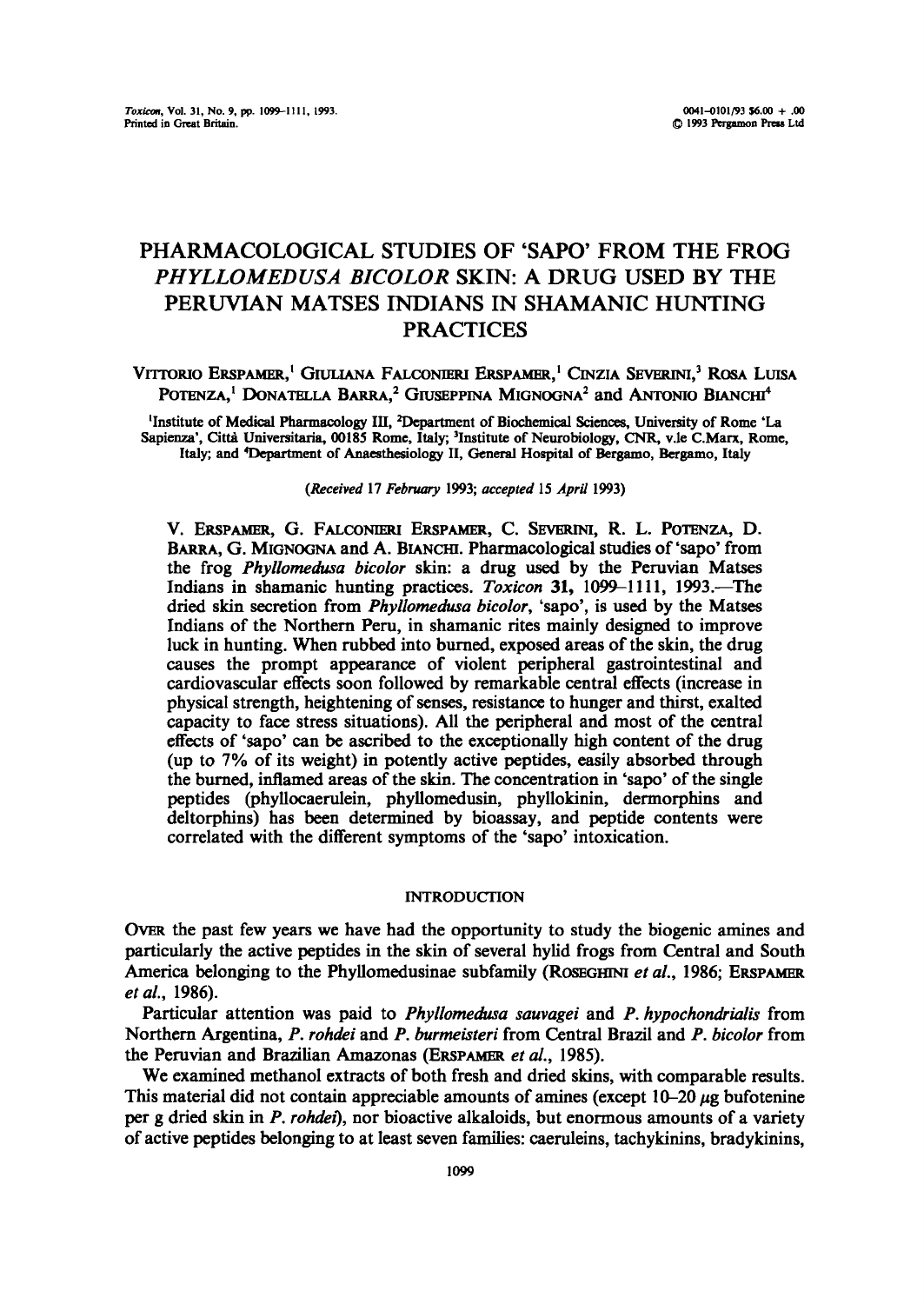# PHARMACOLOGICAL STUDIES OF 'SAPO' FROM THE FROG *PHYLLOMEDUSA BICOLOR* SKIN: A DRUG USED BY THE PERUVIAN MATSES INDIANS IN SHAMANIC HUNTING PRACTICES

VITTORIO ERSPAMER,[1] GIULIANA FALCONIERI ERSPAMER,[1] CINZIA SEVERINI,[3] ROSA LUISA POTENZA,[1] DONATELLA BARRA,[2] GIUSEPPINA MIGNOGNA[2] and ANTONIO BIANCHI[4]

[1]Institute of Medical Pharmacology III, [2]Department of Biochemical Sciences, University of Rome 'La Sapienza', Città Universitaria, 00185 Rome, Italy; [3]Institute of Neurobiology, CNR, v.le C.Marx, Rome, Italy; and [4]Department of Anaesthesiology II, General Hospital of Bergamo, Bergamo, Italy

*(Received 17 February 1993; accepted 15 April 1993)*

V. ERSPAMER, G. FALCONIERI ERSPAMER, C. SEVERINI, R. L. POTENZA, D. BARRA, G. MIGNOGNA and A. BIANCHI. Pharmacological studies of 'sapo' from the frog *Phyllomedusa bicolor* skin: a drug used by the Peruvian Matses Indians in shamanic hunting practices. *Toxicon* **31**, 1099–1111, 1993.—The dried skin secretion from *Phyllomedusa bicolor*, 'sapo', is used by the Matses Indians of the Northern Peru, in shamanic rites mainly designed to improve luck in hunting. When rubbed into burned, exposed areas of the skin, the drug causes the prompt appearance of violent peripheral gastrointestinal and cardiovascular effects soon followed by remarkable central effects (increase in physical strength, heightening of senses, resistance to hunger and thirst, exalted capacity to face stress situations). All the peripheral and most of the central effects of 'sapo' can be ascribed to the exceptionally high content of the drug (up to 7% of its weight) in potently active peptides, easily absorbed through the burned, inflamed areas of the skin. The concentration in 'sapo' of the single peptides (phyllocaerulein, phyllomedusin, phyllokinin, dermorphins and deltorphins) has been determined by bioassay, and peptide contents were correlated with the different symptoms of the 'sapo' intoxication.

## INTRODUCTION

OVER the past few years we have had the opportunity to study the biogenic amines and particularly the active peptides in the skin of several hylid frogs from Central and South America belonging to the Phyllomedusinae subfamily (ROSEGHINI *et al.*, 1986; ERSPAMER *et al.*, 1986).

Particular attention was paid to *Phyllomedusa sauvagei* and *P. hypochondrialis* from Northern Argentina, *P. rohdei* and *P. burmeisteri* from Central Brazil and *P. bicolor* from the Peruvian and Brazilian Amazonas (ERSPAMER *et al.*, 1985).

We examined methanol extracts of both fresh and dried skins, with comparable results. This material did not contain appreciable amounts of amines (except 10–20 $\mu$g bufotenine per g dried skin in *P. rohdei*), nor bioactive alkaloids, but enormous amounts of a variety of active peptides belonging to at least seven families: caeruleins, tachykinins, bradykinins,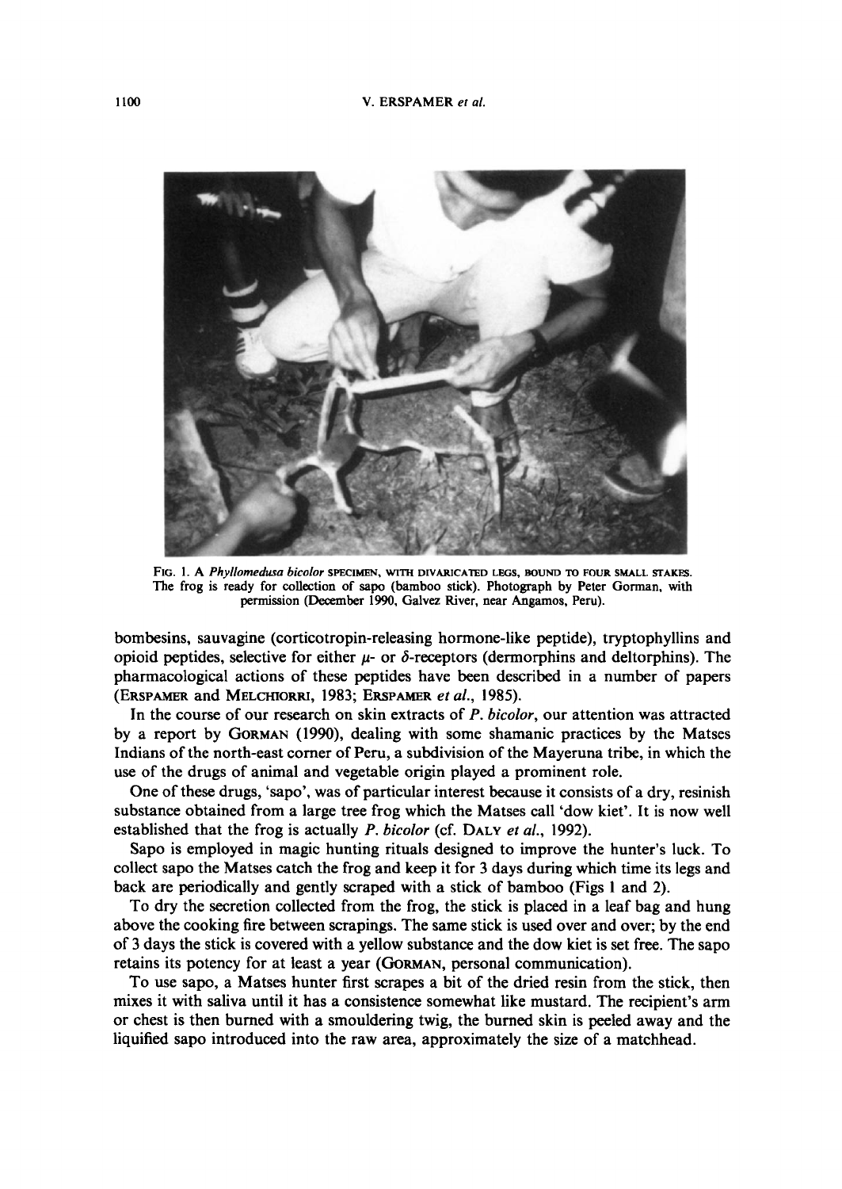FIG. 1. A *Phyllomedusa bicolor* SPECIMEN, WITH DIVARICATED LEGS, BOUND TO FOUR SMALL STAKES. The frog is ready for collection of sapo (bamboo stick). Photograph by Peter Gorman, with permission (December 1990, Galvez River, near Angamos, Peru).

bombesins, sauvagine (corticotropin-releasing hormone-like peptide), tryptophyllins and opioid peptides, selective for either $\mu$- or $\delta$-receptors (dermorphins and deltorphins). The pharmacological actions of these peptides have been described in a number of papers (ERSPAMER and MELCHIORRI, 1983; ERSPAMER *et al.*, 1985).

In the course of our research on skin extracts of *P. bicolor*, our attention was attracted by a report by GORMAN (1990), dealing with some shamanic practices by the Matses Indians of the north-east corner of Peru, a subdivision of the Mayeruna tribe, in which the use of the drugs of animal and vegetable origin played a prominent role.

One of these drugs, 'sapo', was of particular interest because it consists of a dry, resinish substance obtained from a large tree frog which the Matses call 'dow kiet'. It is now well established that the frog is actually *P. bicolor* (cf. DALY *et al.*, 1992).

Sapo is employed in magic hunting rituals designed to improve the hunter's luck. To collect sapo the Matses catch the frog and keep it for 3 days during which time its legs and back are periodically and gently scraped with a stick of bamboo (Figs 1 and 2).

To dry the secretion collected from the frog, the stick is placed in a leaf bag and hung above the cooking fire between scrapings. The same stick is used over and over; by the end of 3 days the stick is covered with a yellow substance and the dow kiet is set free. The sapo retains its potency for at least a year (GORMAN, personal communication).

To use sapo, a Matses hunter first scrapes a bit of the dried resin from the stick, then mixes it with saliva until it has a consistence somewhat like mustard. The recipient's arm or chest is then burned with a smouldering twig, the burned skin is peeled away and the liquified sapo introduced into the raw area, approximately the size of a matchhead.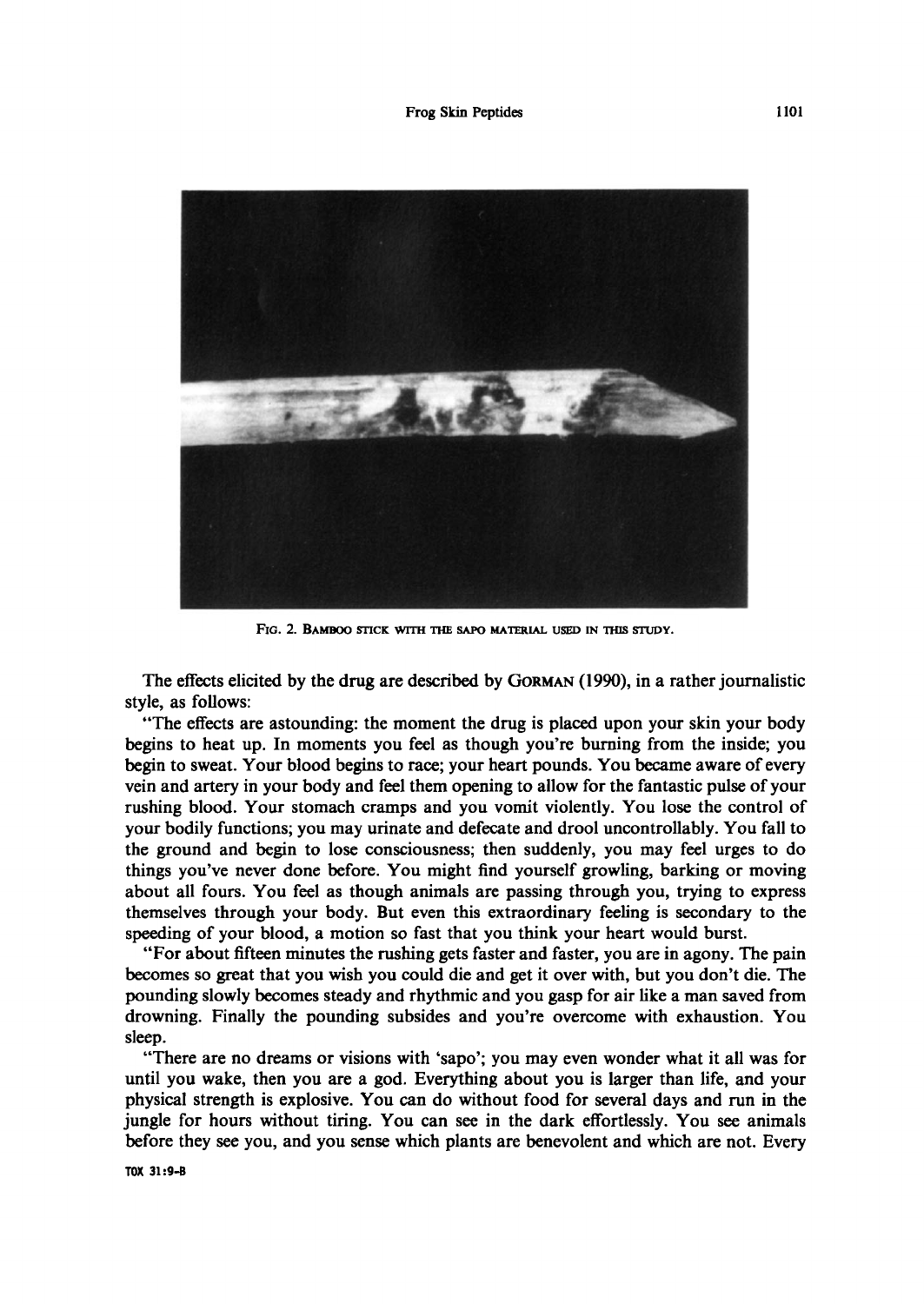FIG. 2. BAMBOO STICK WITH THE SAPO MATERIAL USED IN THIS STUDY.

The effects elicited by the drug are described by GORMAN (1990), in a rather journalistic style, as follows:

"The effects are astounding: the moment the drug is placed upon your skin your body begins to heat up. In moments you feel as though you're burning from the inside; you begin to sweat. Your blood begins to race; your heart pounds. You became aware of every vein and artery in your body and feel them opening to allow for the fantastic pulse of your rushing blood. Your stomach cramps and you vomit violently. You lose the control of your bodily functions; you may urinate and defecate and drool uncontrollably. You fall to the ground and begin to lose consciousness; then suddenly, you may feel urges to do things you've never done before. You might find yourself growling, barking or moving about all fours. You feel as though animals are passing through you, trying to express themselves through your body. But even this extraordinary feeling is secondary to the speeding of your blood, a motion so fast that you think your heart would burst.

"For about fifteen minutes the rushing gets faster and faster, you are in agony. The pain becomes so great that you wish you could die and get it over with, but you don't die. The pounding slowly becomes steady and rhythmic and you gasp for air like a man saved from drowning. Finally the pounding subsides and you're overcome with exhaustion. You sleep.

"There are no dreams or visions with 'sapo'; you may even wonder what it all was for until you wake, then you are a god. Everything about you is larger than life, and your physical strength is explosive. You can do without food for several days and run in the jungle for hours without tiring. You can see in the dark effortlessly. You see animals before they see you, and you sense which plants are benevolent and which are not. Every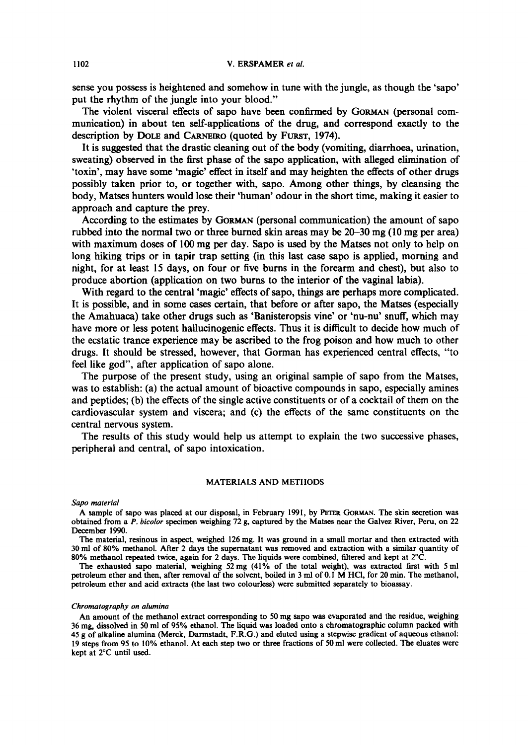sense you possess is heightened and somehow in tune with the jungle, as though the 'sapo' put the rhythm of the jungle into your blood."

The violent visceral effects of sapo have been confirmed by GORMAN (personal communication) in about ten self-applications of the drug, and correspond exactly to the description by DOLE and CARNEIRO (quoted by FURST, 1974).

It is suggested that the drastic cleaning out of the body (vomiting, diarrhoea, urination, sweating) observed in the first phase of the sapo application, with alleged elimination of 'toxin', may have some 'magic' effect in itself and may heighten the effects of other drugs possibly taken prior to, or together with, sapo. Among other things, by cleansing the body, Matses hunters would lose their 'human' odour in the short time, making it easier to approach and capture the prey.

According to the estimates by GORMAN (personal communication) the amount of sapo rubbed into the normal two or three burned skin areas may be 20–30 mg (10 mg per area) with maximum doses of 100 mg per day. Sapo is used by the Matses not only to help on long hiking trips or in tapir trap setting (in this last case sapo is applied, morning and night, for at least 15 days, on four or five burns in the forearm and chest), but also to produce abortion (application on two burns to the interior of the vaginal labia).

With regard to the central 'magic' effects of sapo, things are perhaps more complicated. It is possible, and in some cases certain, that before or after sapo, the Matses (especially the Amahuaca) take other drugs such as 'Banisteropsis vine' or 'nu-nu' snuff, which may have more or less potent hallucinogenic effects. Thus it is difficult to decide how much of the ecstatic trance experience may be ascribed to the frog poison and how much to other drugs. It should be stressed, however, that Gorman has experienced central effects, "to feel like god", after application of sapo alone.

The purpose of the present study, using an original sample of sapo from the Matses, was to establish: (a) the actual amount of bioactive compounds in sapo, especially amines and peptides; (b) the effects of the single active constituents or of a cocktail of them on the cardiovascular system and viscera; and (c) the effects of the same constituents on the central nervous system.

The results of this study would help us attempt to explain the two successive phases, peripheral and central, of sapo intoxication.

## MATERIALS AND METHODS

### *Sapo material*

A sample of sapo was placed at our disposal, in February 1991, by PETER GORMAN. The skin secretion was obtained from a *P. bicolor* specimen weighing 72 g, captured by the Matses near the Galvez River, Peru, on 22 December 1990.

The material, resinous in aspect, weighed 126 mg. It was ground in a small mortar and then extracted with 30 ml of 80% methanol. After 2 days the supernatant was removed and extraction with a similar quantity of 80% methanol repeated twice, again for 2 days. The liquids were combined, filtered and kept at 2°C.

The exhausted sapo material, weighing 52 mg (41% of the total weight), was extracted first with 5 ml petroleum ether and then, after removal of the solvent, boiled in 3 ml of 0.1 M HCl, for 20 min. The methanol, petroleum ether and acid extracts (the last two colourless) were submitted separately to bioassay.

### *Chromatography on alumina*

An amount of the methanol extract corresponding to 50 mg sapo was evaporated and the residue, weighing 36 mg, dissolved in 50 ml of 95% ethanol. The liquid was loaded onto a chromatographic column packed with 45 g of alkaline alumina (Merck, Darmstadt, F.R.G.) and eluted using a stepwise gradient of aqueous ethanol: 19 steps from 95 to 10% ethanol. At each step two or three fractions of 50 ml were collected. The eluates were kept at 2°C until used.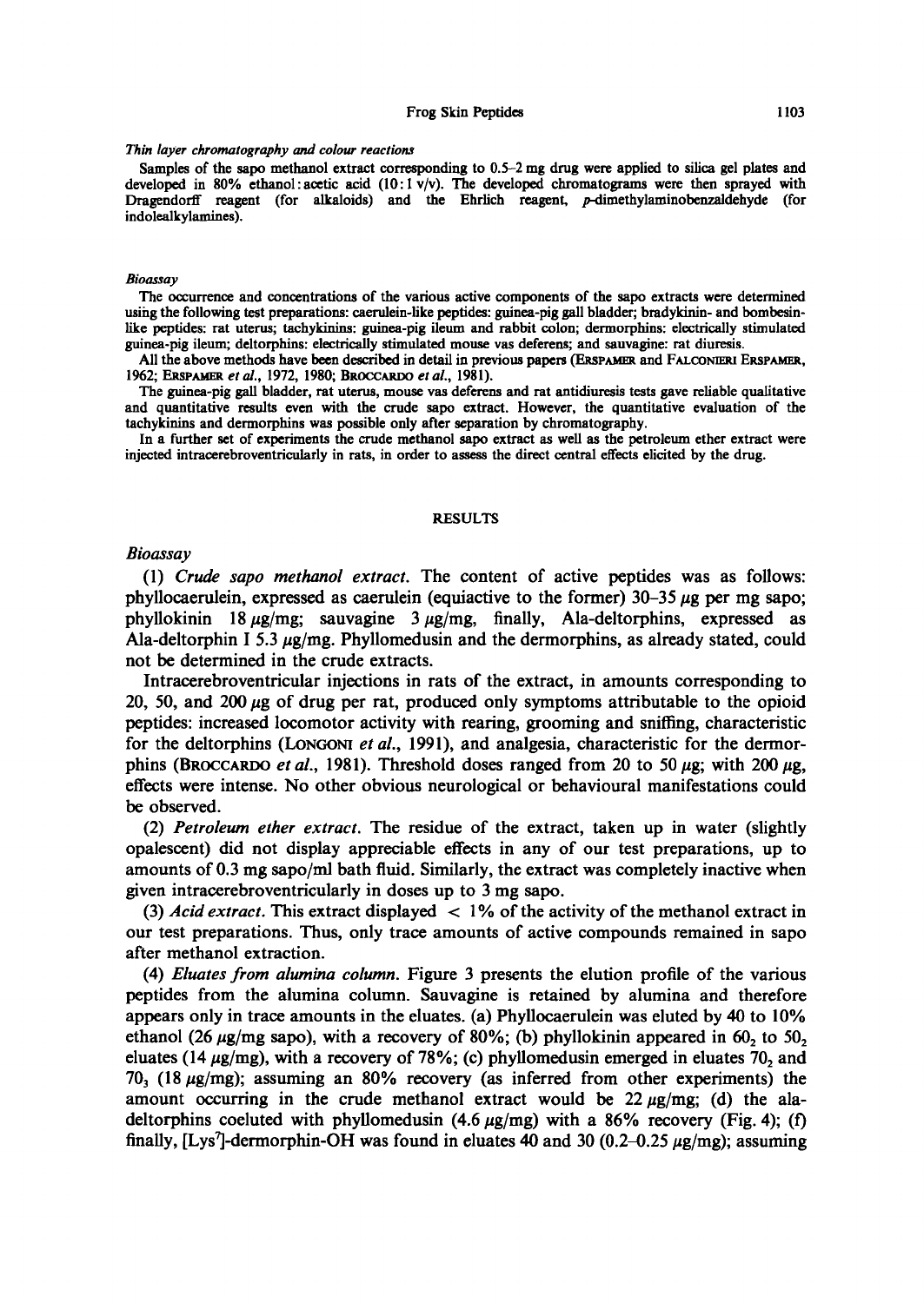*Thin layer chromatography and colour reactions*

Samples of the sapo methanol extract corresponding to 0.5–2 mg drug were applied to silica gel plates and developed in 80% ethanol : acetic acid (10 : 1 v/v). The developed chromatograms were then sprayed with Dragendorff reagent (for alkaloids) and the Ehrlich reagent, *p*-dimethylaminobenzaldehyde (for indolealkylamines).

*Bioassay*

The occurrence and concentrations of the various active components of the sapo extracts were determined using the following test preparations: caerulein-like peptides: guinea-pig gall bladder; bradykinin- and bombesin-like peptides: rat uterus; tachykinins: guinea-pig ileum and rabbit colon; dermorphins: electrically stimulated guinea-pig ileum; deltorphins: electrically stimulated mouse vas deferens; and sauvagine: rat diuresis.

All the above methods have been described in detail in previous papers (Erspamer and Falconieri Erspamer, 1962; Erspamer *et al.*, 1972, 1980; Broccardo *et al.*, 1981).

The guinea-pig gall bladder, rat uterus, mouse vas deferens and rat antidiuresis tests gave reliable qualitative and quantitative results even with the crude sapo extract. However, the quantitative evaluation of the tachykinins and dermorphins was possible only after separation by chromatography.

In a further set of experiments the crude methanol sapo extract as well as the petroleum ether extract were injected intracerebroventricularly in rats, in order to assess the direct central effects elicited by the drug.

## RESULTS

### *Bioassay*

(1) *Crude sapo methanol extract.* The content of active peptides was as follows: phyllocaerulein, expressed as caerulein (equiactive to the former) 30–35 μg per mg sapo; phyllokinin 18 μg/mg; sauvagine 3 μg/mg, finally, Ala-deltorphins, expressed as Ala-deltorphin I 5.3 μg/mg. Phyllomedusin and the dermorphins, as already stated, could not be determined in the crude extracts.

Intracerebroventricular injections in rats of the extract, in amounts corresponding to 20, 50, and 200 μg of drug per rat, produced only symptoms attributable to the opioid peptides: increased locomotor activity with rearing, grooming and sniffing, characteristic for the deltorphins (Longoni *et al.*, 1991), and analgesia, characteristic for the dermorphins (Broccardo *et al.*, 1981). Threshold doses ranged from 20 to 50 μg; with 200 μg, effects were intense. No other obvious neurological or behavioural manifestations could be observed.

(2) *Petroleum ether extract.* The residue of the extract, taken up in water (slightly opalescent) did not display appreciable effects in any of our test preparations, up to amounts of 0.3 mg sapo/ml bath fluid. Similarly, the extract was completely inactive when given intracerebroventricularly in doses up to 3 mg sapo.

(3) *Acid extract.* This extract displayed < 1% of the activity of the methanol extract in our test preparations. Thus, only trace amounts of active compounds remained in sapo after methanol extraction.

(4) *Eluates from alumina column.* Figure 3 presents the elution profile of the various peptides from the alumina column. Sauvagine is retained by alumina and therefore appears only in trace amounts in the eluates. (a) Phyllocaerulein was eluted by 40 to 10% ethanol (26 μg/mg sapo), with a recovery of 80%; (b) phyllokinin appeared in $60_2$ to $50_2$ eluates (14 μg/mg), with a recovery of 78%; (c) phyllomedusin emerged in eluates $70_2$ and $70_3$ (18 μg/mg); assuming an 80% recovery (as inferred from other experiments) the amount occurring in the crude methanol extract would be 22 μg/mg; (d) the ala-deltorphins coeluted with phyllomedusin (4.6 μg/mg) with a 86% recovery (Fig. 4); (f) finally, [Lys[7]]-dermorphin-OH was found in eluates 40 and 30 (0.2–0.25 μg/mg); assuming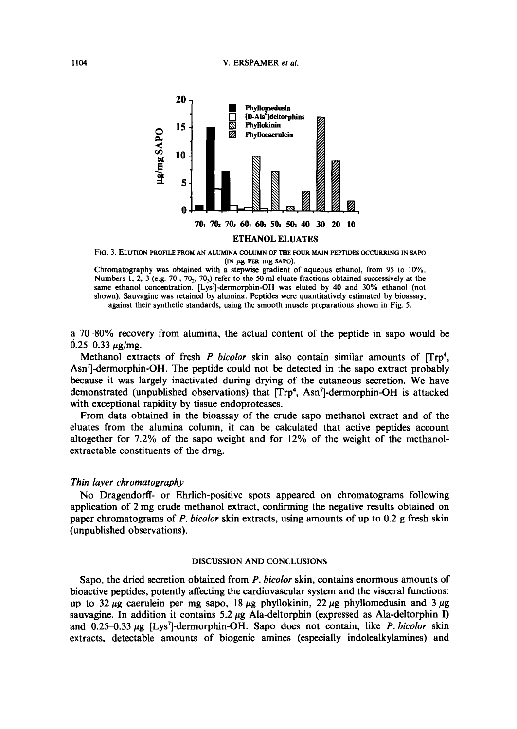FIG. 3. ELUTION PROFILE FROM AN ALUMINA COLUMN OF THE FOUR MAIN PEPTIDES OCCURRING IN SAPO (IN μg PER mg SAPO).

Chromatography was obtained with a stepwise gradient of aqueous ethanol, from 95 to 10%. Numbers 1, 2, 3 (e.g. $70_1$, $70_2$, $70_3$) refer to the 50 ml eluate fractions obtained successively at the same ethanol concentration. [Lys[7]]-dermorphin-OH was eluted by 40 and 30% ethanol (not shown). Sauvagine was retained by alumina. Peptides were quantitatively estimated by bioassay, against their synthetic standards, using the smooth muscle preparations shown in Fig. 5.

a 70–80% recovery from alumina, the actual content of the peptide in sapo would be 0.25–0.33 μg/mg.

Methanol extracts of fresh *P. bicolor* skin also contain similar amounts of [Trp[4], Asn[7]]-dermorphin-OH. The peptide could not be detected in the sapo extract probably because it was largely inactivated during drying of the cutaneous secretion. We have demonstrated (unpublished observations) that [Trp[4], Asn[7]]-dermorphin-OH is attacked with exceptional rapidity by tissue endoproteases.

From data obtained in the bioassay of the crude sapo methanol extract and of the eluates from the alumina column, it can be calculated that active peptides account altogether for 7.2% of the sapo weight and for 12% of the weight of the methanol-extractable constituents of the drug.

### *Thin layer chromatography*

No Dragendorff- or Ehrlich-positive spots appeared on chromatograms following application of 2 mg crude methanol extract, confirming the negative results obtained on paper chromatograms of *P. bicolor* skin extracts, using amounts of up to 0.2 g fresh skin (unpublished observations).

## DISCUSSION AND CONCLUSIONS

Sapo, the dried secretion obtained from *P. bicolor* skin, contains enormous amounts of bioactive peptides, potently affecting the cardiovascular system and the visceral functions: up to 32 μg caerulein per mg sapo, 18 μg phyllokinin, 22 μg phyllomedusin and 3 μg sauvagine. In addition it contains 5.2 μg Ala-deltorphin (expressed as Ala-deltorphin I) and 0.25–0.33 μg [Lys[7]]-dermorphin-OH. Sapo does not contain, like *P. bicolor* skin extracts, detectable amounts of biogenic amines (especially indolealkylamines) and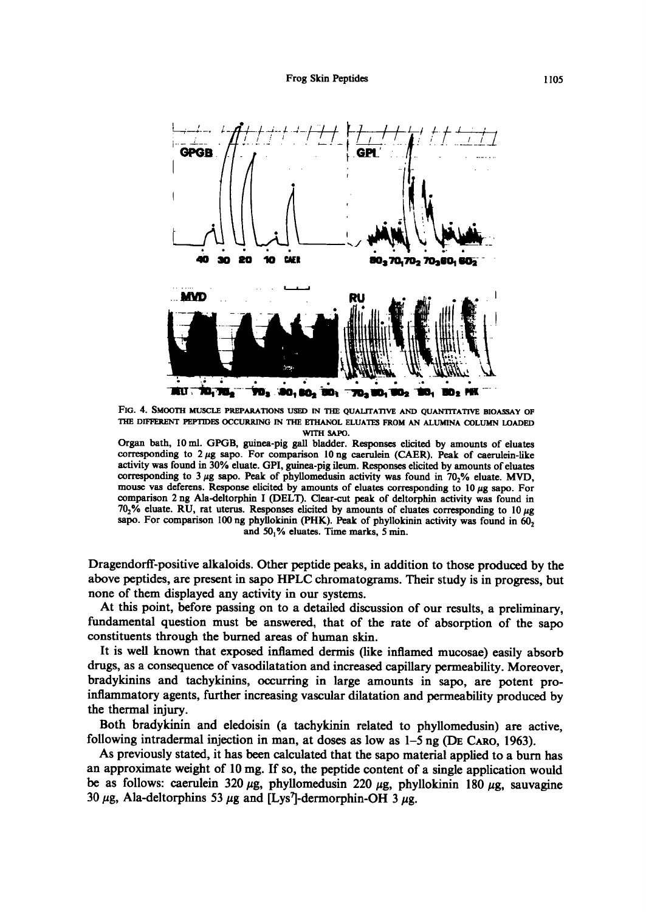FIG. 4. SMOOTH MUSCLE PREPARATIONS USED IN THE QUALITATIVE AND QUANTITATIVE BIOASSAY OF THE DIFFERENT PEPTIDES OCCURRING IN THE ETHANOL ELUATES FROM AN ALUMINA COLUMN LOADED WITH SAPO.

Organ bath, 10 ml. GPGB, guinea-pig gall bladder. Responses elicited by amounts of eluates corresponding to 2 μg sapo. For comparison 10 ng caerulein (CAER). Peak of caerulein-like activity was found in 30% eluate. GPI, guinea-pig ileum. Responses elicited by amounts of eluates corresponding to 3 μg sapo. Peak of phyllomedusin activity was found in $70_2$% eluate. MVD, mouse vas deferens. Response elicited by amounts of eluates corresponding to 10 μg sapo. For comparison 2 ng Ala-deltorphin I (DELT). Clear-cut peak of deltorphin activity was found in $70_2$% eluate. RU, rat uterus. Responses elicited by amounts of eluates corresponding to 10 μg sapo. For comparison 100 ng phyllokinin (PHK). Peak of phyllokinin activity was found in $60_2$ and $50_1$% eluates. Time marks, 5 min.

Dragendorff-positive alkaloids. Other peptide peaks, in addition to those produced by the above peptides, are present in sapo HPLC chromatograms. Their study is in progress, but none of them displayed any activity in our systems.

At this point, before passing on to a detailed discussion of our results, a preliminary, fundamental question must be answered, that of the rate of absorption of the sapo constituents through the burned areas of human skin.

It is well known that exposed inflamed dermis (like inflamed mucosae) easily absorb drugs, as a consequence of vasodilatation and increased capillary permeability. Moreover, bradykinins and tachykinins, occurring in large amounts in sapo, are potent pro-inflammatory agents, further increasing vascular dilatation and permeability produced by the thermal injury.

Both bradykinin and eledoisin (a tachykinin related to phyllomedusin) are active, following intradermal injection in man, at doses as low as 1–5 ng (DE CARO, 1963).

As previously stated, it has been calculated that the sapo material applied to a burn has an approximate weight of 10 mg. If so, the peptide content of a single application would be as follows: caerulein 320 μg, phyllomedusin 220 μg, phyllokinin 180 μg, sauvagine 30 μg, Ala-deltorphins 53 μg and [Lys[7]]-dermorphin-OH 3 μg.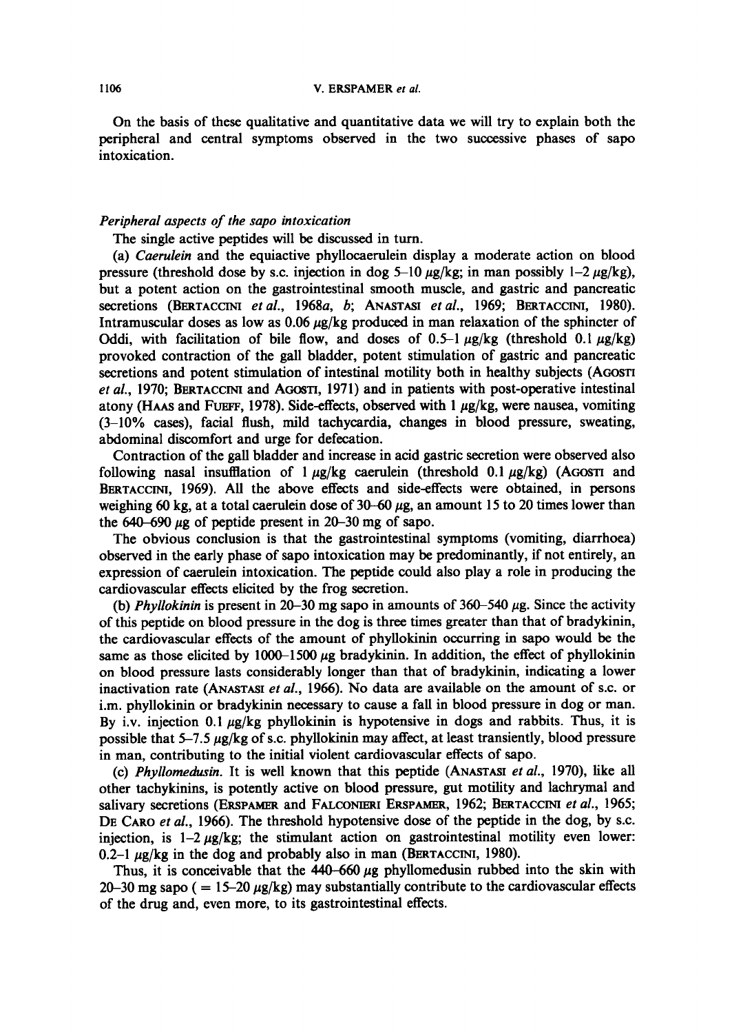On the basis of these qualitative and quantitative data we will try to explain both the peripheral and central symptoms observed in the two successive phases of sapo intoxication.

### *Peripheral aspects of the sapo intoxication*

The single active peptides will be discussed in turn.

(a) *Caerulein* and the equiactive phyllocaerulein display a moderate action on blood pressure (threshold dose by s.c. injection in dog 5–10 μg/kg; in man possibly 1–2 μg/kg), but a potent action on the gastrointestinal smooth muscle, and gastric and pancreatic secretions (BERTACCINI *et al.*, 1968*a*, *b*; ANASTASI *et al.*, 1969; BERTACCINI, 1980). Intramuscular doses as low as 0.06 μg/kg produced in man relaxation of the sphincter of Oddi, with facilitation of bile flow, and doses of 0.5–1 μg/kg (threshold 0.1 μg/kg) provoked contraction of the gall bladder, potent stimulation of gastric and pancreatic secretions and potent stimulation of intestinal motility both in healthy subjects (AGOSTI *et al.*, 1970; BERTACCINI and AGOSTI, 1971) and in patients with post-operative intestinal atony (HAAS and FUEFF, 1978). Side-effects, observed with 1 μg/kg, were nausea, vomiting (3–10% cases), facial flush, mild tachycardia, changes in blood pressure, sweating, abdominal discomfort and urge for defecation.

Contraction of the gall bladder and increase in acid gastric secretion were observed also following nasal insufflation of 1 μg/kg caerulein (threshold 0.1 μg/kg) (AGOSTI and BERTACCINI, 1969). All the above effects and side-effects were obtained, in persons weighing 60 kg, at a total caerulein dose of 30–60 μg, an amount 15 to 20 times lower than the 640–690 μg of peptide present in 20–30 mg of sapo.

The obvious conclusion is that the gastrointestinal symptoms (vomiting, diarrhoea) observed in the early phase of sapo intoxication may be predominantly, if not entirely, an expression of caerulein intoxication. The peptide could also play a role in producing the cardiovascular effects elicited by the frog secretion.

(b) *Phyllokinin* is present in 20–30 mg sapo in amounts of 360–540 μg. Since the activity of this peptide on blood pressure in the dog is three times greater than that of bradykinin, the cardiovascular effects of the amount of phyllokinin occurring in sapo would be the same as those elicited by 1000–1500 μg bradykinin. In addition, the effect of phyllokinin on blood pressure lasts considerably longer than that of bradykinin, indicating a lower inactivation rate (ANASTASI *et al.*, 1966). No data are available on the amount of s.c. or i.m. phyllokinin or bradykinin necessary to cause a fall in blood pressure in dog or man. By i.v. injection 0.1 μg/kg phyllokinin is hypotensive in dogs and rabbits. Thus, it is possible that 5–7.5 μg/kg of s.c. phyllokinin may affect, at least transiently, blood pressure in man, contributing to the initial violent cardiovascular effects of sapo.

(c) *Phyllomedusin*. It is well known that this peptide (ANASTASI *et al.*, 1970), like all other tachykinins, is potently active on blood pressure, gut motility and lachrymal and salivary secretions (ERSPAMER and FALCONIERI ERSPAMER, 1962; BERTACCINI *et al.*, 1965; DE CARO *et al.*, 1966). The threshold hypotensive dose of the peptide in the dog, by s.c. injection, is 1–2 μg/kg; the stimulant action on gastrointestinal motility even lower: 0.2–1 μg/kg in the dog and probably also in man (BERTACCINI, 1980).

Thus, it is conceivable that the 440–660 μg phyllomedusin rubbed into the skin with 20–30 mg sapo ( = 15–20 μg/kg) may substantially contribute to the cardiovascular effects of the drug and, even more, to its gastrointestinal effects.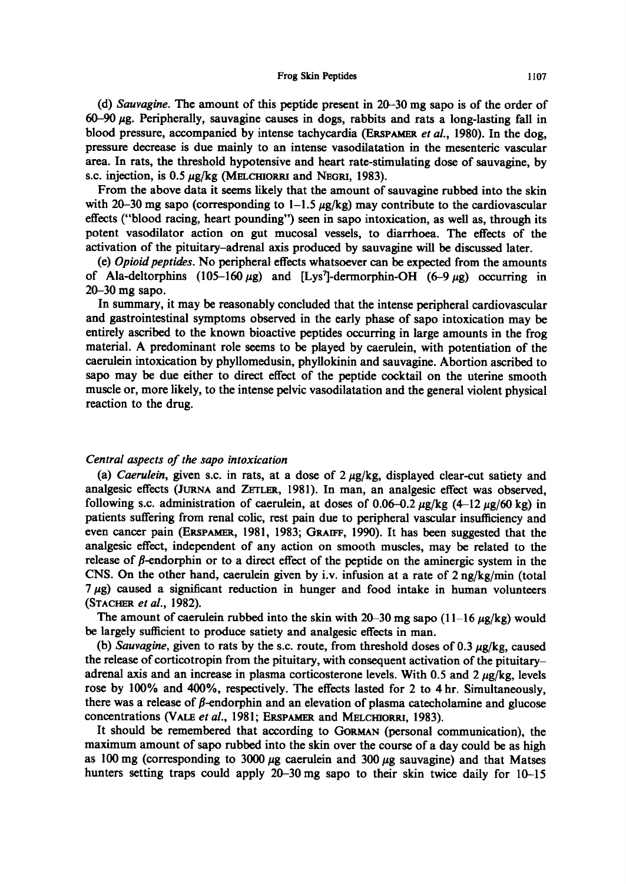(d) *Sauvagine*. The amount of this peptide present in 20–30 mg sapo is of the order of 60–90 μg. Peripherally, sauvagine causes in dogs, rabbits and rats a long-lasting fall in blood pressure, accompanied by intense tachycardia (Erspamer *et al.*, 1980). In the dog, pressure decrease is due mainly to an intense vasodilatation in the mesenteric vascular area. In rats, the threshold hypotensive and heart rate-stimulating dose of sauvagine, by s.c. injection, is 0.5 μg/kg (Melchiorri and Negri, 1983).

From the above data it seems likely that the amount of sauvagine rubbed into the skin with 20–30 mg sapo (corresponding to 1–1.5 μg/kg) may contribute to the cardiovascular effects ("blood racing, heart pounding") seen in sapo intoxication, as well as, through its potent vasodilator action on gut mucosal vessels, to diarrhoea. The effects of the activation of the pituitary–adrenal axis produced by sauvagine will be discussed later.

(e) *Opioid peptides*. No peripheral effects whatsoever can be expected from the amounts of Ala-deltorphins (105–160 μg) and [Lys$^7$]-dermorphin-OH (6–9 μg) occurring in 20–30 mg sapo.

In summary, it may be reasonably concluded that the intense peripheral cardiovascular and gastrointestinal symptoms observed in the early phase of sapo intoxication may be entirely ascribed to the known bioactive peptides occurring in large amounts in the frog material. A predominant role seems to be played by caerulein, with potentiation of the caerulein intoxication by phyllomedusin, phyllokinin and sauvagine. Abortion ascribed to sapo may be due either to direct effect of the peptide cocktail on the uterine smooth muscle or, more likely, to the intense pelvic vasodilatation and the general violent physical reaction to the drug.

### *Central aspects of the sapo intoxication*

(a) *Caerulein*, given s.c. in rats, at a dose of 2 μg/kg, displayed clear-cut satiety and analgesic effects (Jurna and Zetler, 1981). In man, an analgesic effect was observed, following s.c. administration of caerulein, at doses of 0.06–0.2 μg/kg (4–12 μg/60 kg) in patients suffering from renal colic, rest pain due to peripheral vascular insufficiency and even cancer pain (Erspamer, 1981, 1983; Graiff, 1990). It has been suggested that the analgesic effect, independent of any action on smooth muscles, may be related to the release of β-endorphin or to a direct effect of the peptide on the aminergic system in the CNS. On the other hand, caerulein given by i.v. infusion at a rate of 2 ng/kg/min (total 7 μg) caused a significant reduction in hunger and food intake in human volunteers (Stacher *et al.*, 1982).

The amount of caerulein rubbed into the skin with 20–30 mg sapo (11–16 μg/kg) would be largely sufficient to produce satiety and analgesic effects in man.

(b) *Sauvagine*, given to rats by the s.c. route, from threshold doses of 0.3 μg/kg, caused the release of corticotropin from the pituitary, with consequent activation of the pituitary–adrenal axis and an increase in plasma corticosterone levels. With 0.5 and 2 μg/kg, levels rose by 100% and 400%, respectively. The effects lasted for 2 to 4 hr. Simultaneously, there was a release of β-endorphin and an elevation of plasma catecholamine and glucose concentrations (Vale *et al.*, 1981; Erspamer and Melchiorri, 1983).

It should be remembered that according to Gorman (personal communication), the maximum amount of sapo rubbed into the skin over the course of a day could be as high as 100 mg (corresponding to 3000 μg caerulein and 300 μg sauvagine) and that Matses hunters setting traps could apply 20–30 mg sapo to their skin twice daily for 10–15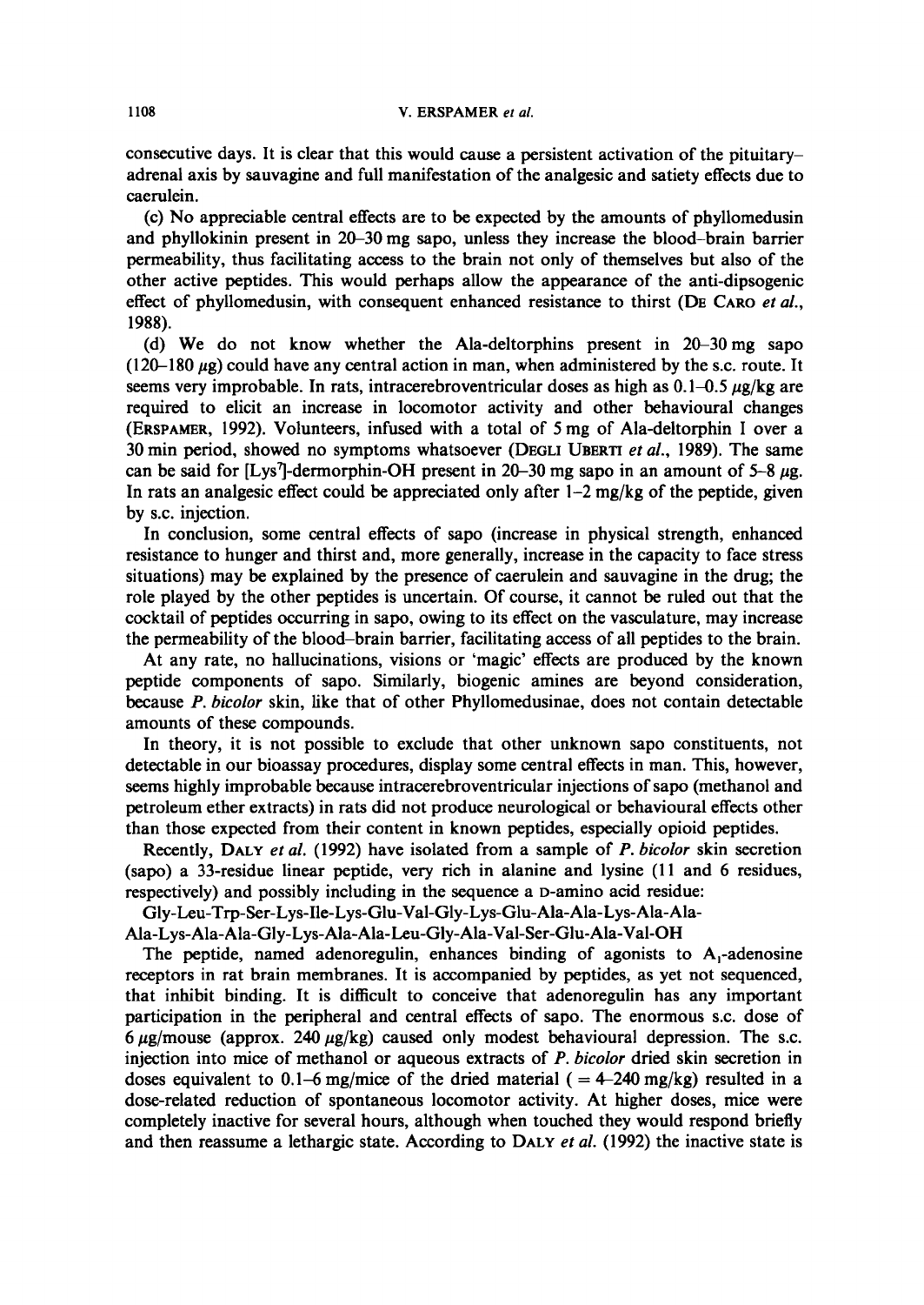consecutive days. It is clear that this would cause a persistent activation of the pituitary–adrenal axis by sauvagine and full manifestation of the analgesic and satiety effects due to caerulein.

(c) No appreciable central effects are to be expected by the amounts of phyllomedusin and phyllokinin present in 20–30 mg sapo, unless they increase the blood–brain barrier permeability, thus facilitating access to the brain not only of themselves but also of the other active peptides. This would perhaps allow the appearance of the anti-dipsogenic effect of phyllomedusin, with consequent enhanced resistance to thirst (De Caro *et al.*, 1988).

(d) We do not know whether the Ala-deltorphins present in 20–30 mg sapo (120–180 $\mu$g) could have any central action in man, when administered by the s.c. route. It seems very improbable. In rats, intracerebroventricular doses as high as 0.1–0.5 $\mu$g/kg are required to elicit an increase in locomotor activity and other behavioural changes (Erspamer, 1992). Volunteers, infused with a total of 5 mg of Ala-deltorphin I over a 30 min period, showed no symptoms whatsoever (Degli Uberti *et al.*, 1989). The same can be said for [Lys[7]]-dermorphin-OH present in 20–30 mg sapo in an amount of 5–8 $\mu$g. In rats an analgesic effect could be appreciated only after 1–2 mg/kg of the peptide, given by s.c. injection.

In conclusion, some central effects of sapo (increase in physical strength, enhanced resistance to hunger and thirst and, more generally, increase in the capacity to face stress situations) may be explained by the presence of caerulein and sauvagine in the drug; the role played by the other peptides is uncertain. Of course, it cannot be ruled out that the cocktail of peptides occurring in sapo, owing to its effect on the vasculature, may increase the permeability of the blood–brain barrier, facilitating access of all peptides to the brain.

At any rate, no hallucinations, visions or 'magic' effects are produced by the known peptide components of sapo. Similarly, biogenic amines are beyond consideration, because *P. bicolor* skin, like that of other Phyllomedusinae, does not contain detectable amounts of these compounds.

In theory, it is not possible to exclude that other unknown sapo constituents, not detectable in our bioassay procedures, display some central effects in man. This, however, seems highly improbable because intracerebroventricular injections of sapo (methanol and petroleum ether extracts) in rats did not produce neurological or behavioural effects other than those expected from their content in known peptides, especially opioid peptides.

Recently, Daly *et al.* (1992) have isolated from a sample of *P. bicolor* skin secretion (sapo) a 33-residue linear peptide, very rich in alanine and lysine (11 and 6 residues, respectively) and possibly including in the sequence a D-amino acid residue:

Gly-Leu-Trp-Ser-Lys-Ile-Lys-Glu-Val-Gly-Lys-Glu-Ala-Ala-Lys-Ala-Ala-Ala-Lys-Ala-Ala-Gly-Lys-Ala-Ala-Leu-Gly-Ala-Val-Ser-Glu-Ala-Val-OH

The peptide, named adenoregulin, enhances binding of agonists to $A_1$-adenosine receptors in rat brain membranes. It is accompanied by peptides, as yet not sequenced, that inhibit binding. It is difficult to conceive that adenoregulin has any important participation in the peripheral and central effects of sapo. The enormous s.c. dose of 6 $\mu$g/mouse (approx. 240 $\mu$g/kg) caused only modest behavioural depression. The s.c. injection into mice of methanol or aqueous extracts of *P. bicolor* dried skin secretion in doses equivalent to 0.1–6 mg/mice of the dried material ( = 4–240 mg/kg) resulted in a dose-related reduction of spontaneous locomotor activity. At higher doses, mice were completely inactive for several hours, although when touched they would respond briefly and then reassume a lethargic state. According to Daly *et al.* (1992) the inactive state is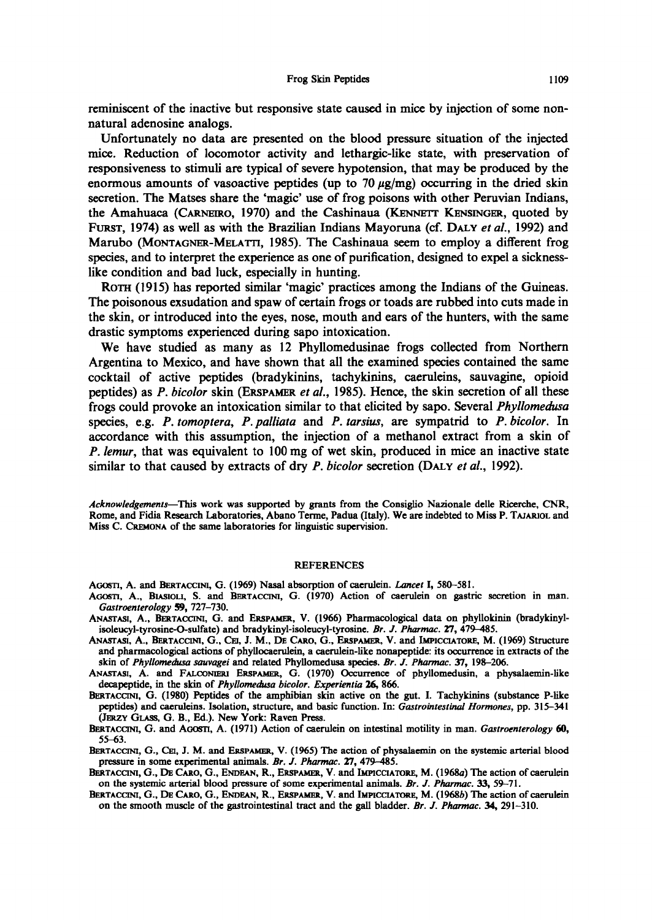reminiscent of the inactive but responsive state caused in mice by injection of some non-natural adenosine analogs.

Unfortunately no data are presented on the blood pressure situation of the injected mice. Reduction of locomotor activity and lethargic-like state, with preservation of responsiveness to stimuli are typical of severe hypotension, that may be produced by the enormous amounts of vasoactive peptides (up to 70 $\mu$g/mg) occurring in the dried skin secretion. The Matses share the 'magic' use of frog poisons with other Peruvian Indians, the Amahuaca (CARNEIRO, 1970) and the Cashinaua (KENNETT KENSINGER, quoted by FURST, 1974) as well as with the Brazilian Indians Mayoruna (cf. DALY *et al.*, 1992) and Marubo (MONTAGNER-MELATTI, 1985). The Cashinaua seem to employ a different frog species, and to interpret the experience as one of purification, designed to expel a sickness-like condition and bad luck, especially in hunting.

ROTH (1915) has reported similar 'magic' practices among the Indians of the Guineas. The poisonous exudation and spaw of certain frogs or toads are rubbed into cuts made in the skin, or introduced into the eyes, nose, mouth and ears of the hunters, with the same drastic symptoms experienced during sapo intoxication.

We have studied as many as 12 Phyllomedusinae frogs collected from Northern Argentina to Mexico, and have shown that all the examined species contained the same cocktail of active peptides (bradykinins, tachykinins, caeruleins, sauvagine, opioid peptides) as *P. bicolor* skin (ERSPAMER *et al.*, 1985). Hence, the skin secretion of all these frogs could provoke an intoxication similar to that elicited by sapo. Several *Phyllomedusa* species, e.g. *P. tomoptera*, *P. palliata* and *P. tarsius*, are sympatrid to *P. bicolor*. In accordance with this assumption, the injection of a methanol extract from a skin of *P. lemur*, that was equivalent to 100 mg of wet skin, produced in mice an inactive state similar to that caused by extracts of dry *P. bicolor* secretion (DALY *et al.*, 1992).

*Acknowledgements*—This work was supported by grants from the Consiglio Nazionale delle Ricerche, CNR, Rome, and Fidia Research Laboratories, Abano Terme, Padua (Italy). We are indebted to Miss P. TAJARIOL and Miss C. CREMONA of the same laboratories for linguistic supervision.

## REFERENCES

AGOSTI, A. and BERTACCINI, G. (1969) Nasal absorption of caerulein. *Lancet* **I**, 580–581.

AGOSTI, A., BIASIOLI, S. and BERTACCINI, G. (1970) Action of caerulein on gastric secretion in man. *Gastroenterology* **59**, 727–730.

ANASTASI, A., BERTACCINI, G. and ERSPAMER, V. (1966) Pharmacological data on phyllokinin (bradykinyl-isoleucyl-tyrosine-O-sulfate) and bradykinyl-isoleucyl-tyrosine. *Br. J. Pharmac.* **27**, 479–485.

ANASTASI, A., BERTACCINI, G., CEI, J. M., DE CARO, G., ERSPAMER, V. and IMPICCIATORE, M. (1969) Structure and pharmacological actions of phyllocaerulein, a caerulein-like nonapeptide: its occurrence in extracts of the skin of *Phyllomedusa sauvagei* and related Phyllomedusa species. *Br. J. Pharmac.* **37**, 198–206.

ANASTASI, A. and FALCONIERI ERSPAMER, G. (1970) Occurrence of phyllomedusin, a physalaemin-like decapeptide, in the skin of *Phyllomedusa bicolor*. *Experientia* **26**, 866.

BERTACCINI, G. (1980) Peptides of the amphibian skin active on the gut. I. Tachykinins (substance P-like peptides) and caeruleins. Isolation, structure, and basic function. In: *Gastrointestinal Hormones*, pp. 315–341 (JERZY GLASS, G. B., Ed.). New York: Raven Press.

BERTACCINI, G. and AGOSTI, A. (1971) Action of caerulein on intestinal motility in man. *Gastroenterology* **60**, 55–63.

BERTACCINI, G., CEI, J. M. and ERSPAMER, V. (1965) The action of physalaemin on the systemic arterial blood pressure in some experimental animals. *Br. J. Pharmac.* **27**, 479–485.

BERTACCINI, G., DE CARO, G., ENDEAN, R., ERSPAMER, V. and IMPICCIATORE, M. (1968*a*) The action of caerulein on the systemic arterial blood pressure of some experimental animals. *Br. J. Pharmac.* **33**, 59–71.

BERTACCINI, G., DE CARO, G., ENDEAN, R., ERSPAMER, V. and IMPICCIATORE, M. (1968*b*) The action of caerulein on the smooth muscle of the gastrointestinal tract and the gall bladder. *Br. J. Pharmac.* **34**, 291–310.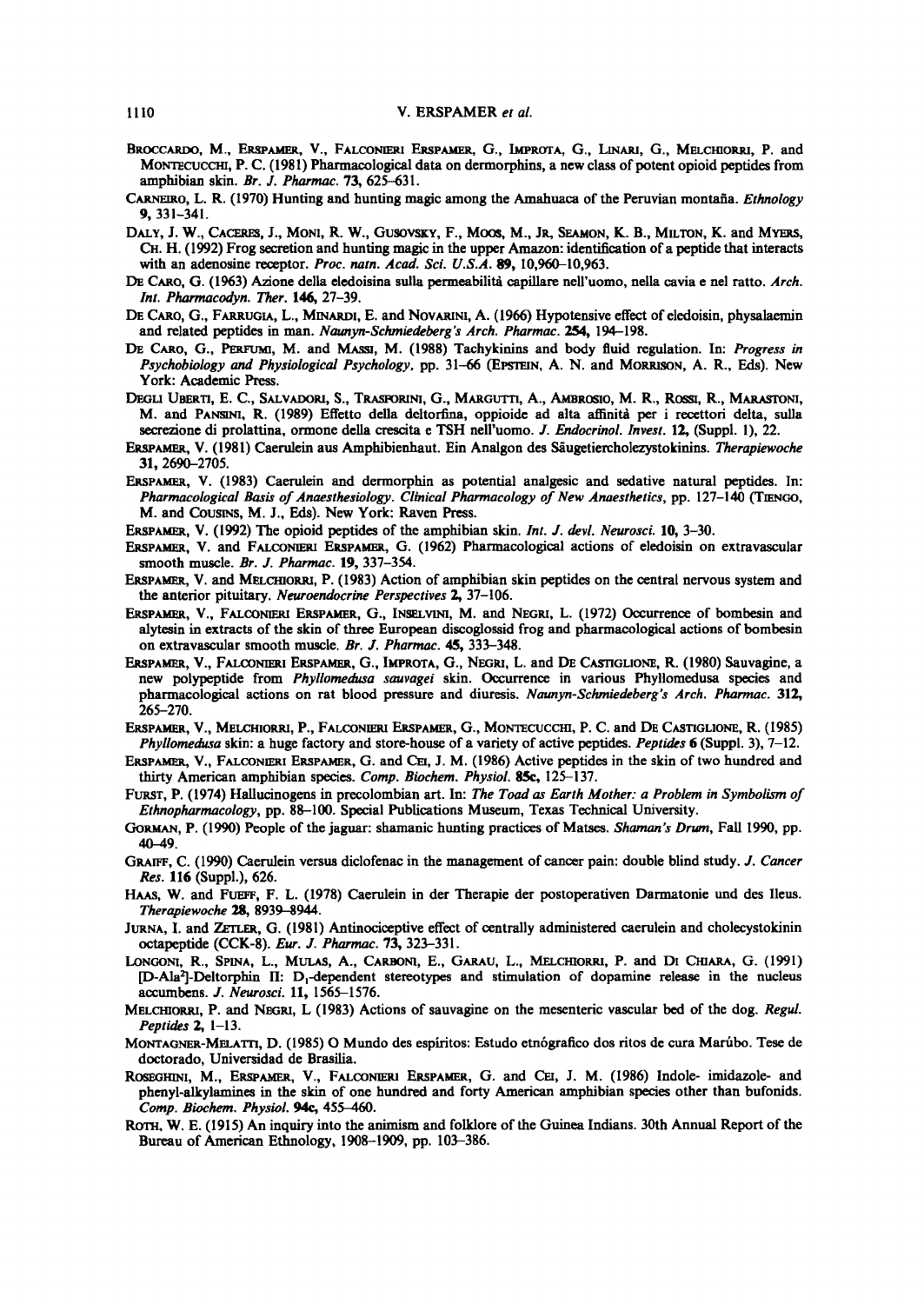Broccardo, M., Erspamer, V., Falconieri Erspamer, G., Improta, G., Linari, G., Melchiorri, P. and Montecucchi, P. C. (1981) Pharmacological data on dermorphins, a new class of potent opioid peptides from amphibian skin. *Br. J. Pharmac.* **73,** 625–631.

Carneiro, L. R. (1970) Hunting and hunting magic among the Amahuaca of the Peruvian montaña. *Ethnology* **9,** 331–341.

Daly, J. W., Caceres, J., Moni, R. W., Gusovsky, F., Moos, M., Jr, Seamon, K. B., Milton, K. and Myers, Ch. H. (1992) Frog secretion and hunting magic in the upper Amazon: identification of a peptide that interacts with an adenosine receptor. *Proc. natn. Acad. Sci. U.S.A.* **89,** 10,960–10,963.

De Caro, G. (1963) Azione della eledoisina sulla permeabilità capillare nell'uomo, nella cavia e nel ratto. *Arch. Int. Pharmacodyn. Ther.* **146,** 27–39.

De Caro, G., Farrugia, L., Minardi, E. and Novarini, A. (1966) Hypotensive effect of eledoisin, physalaemin and related peptides in man. *Naunyn-Schmiedeberg's Arch. Pharmac.* **254,** 194–198.

De Caro, G., Perfumi, M. and Massi, M. (1988) Tachykinins and body fluid regulation. In: *Progress in Psychobiology and Physiological Psychology*, pp. 31–66 (Epstein, A. N. and Morrison, A. R., Eds). New York: Academic Press.

Degli Uberti, E. C., Salvadori, S., Trasforini, G., Margutti, A., Ambrosio, M. R., Rossi, R., Marastoni, M. and Pansini, R. (1989) Effetto della deltorfina, oppioide ad alta affinità per i recettori delta, sulla secrezione di prolattina, ormone della crescita e TSH nell'uomo. *J. Endocrinol. Invest.* **12,** (Suppl. 1), 22.

Erspamer, V. (1981) Caerulein aus Amphibienhaut. Ein Analgon des Säugetiercholezystokinins. *Therapiewoche* **31,** 2690–2705.

Erspamer, V. (1983) Caerulein and dermorphin as potential analgesic and sedative natural peptides. In: *Pharmacological Basis of Anaesthesiology. Clinical Pharmacology of New Anaesthetics*, pp. 127–140 (Tiengo, M. and Cousins, M. J., Eds). New York: Raven Press.

Erspamer, V. (1992) The opioid peptides of the amphibian skin. *Int. J. devl. Neurosci.* **10,** 3–30.

Erspamer, V. and Falconieri Erspamer, G. (1962) Pharmacological actions of eledoisin on extravascular smooth muscle. *Br. J. Pharmac.* **19,** 337–354.

Erspamer, V. and Melchiorri, P. (1983) Action of amphibian skin peptides on the central nervous system and the anterior pituitary. *Neuroendocrine Perspectives* **2,** 37–106.

Erspamer, V., Falconieri Erspamer, G., Inselvini, M. and Negri, L. (1972) Occurrence of bombesin and alytesin in extracts of the skin of three European discoglossid frog and pharmacological actions of bombesin on extravascular smooth muscle. *Br. J. Pharmac.* **45,** 333–348.

Erspamer, V., Falconieri Erspamer, G., Improta, G., Negri, L. and De Castiglione, R. (1980) Sauvagine, a new polypeptide from *Phyllomedusa sauvagei* skin. Occurrence in various Phyllomedusa species and pharmacological actions on rat blood pressure and diuresis. *Naunyn-Schmiedeberg's Arch. Pharmac.* **312,** 265–270.

Erspamer, V., Melchiorri, P., Falconieri Erspamer, G., Montecucchi, P. C. and De Castiglione, R. (1985) *Phyllomedusa* skin: a huge factory and store-house of a variety of active peptides. *Peptides* **6** (Suppl. 3), 7–12.

Erspamer, V., Falconieri Erspamer, G. and Cei, J. M. (1986) Active peptides in the skin of two hundred and thirty American amphibian species. *Comp. Biochem. Physiol.* **85c,** 125–137.

Furst, P. (1974) Hallucinogens in precolombian art. In: *The Toad as Earth Mother: a Problem in Symbolism of Ethnopharmacology*, pp. 88–100. Special Publications Museum, Texas Technical University.

Gorman, P. (1990) People of the jaguar: shamanic hunting practices of Matses. *Shaman's Drum*, Fall 1990, pp. 40–49.

Graiff, C. (1990) Caerulein versus diclofenac in the management of cancer pain: double blind study. *J. Cancer Res.* **116** (Suppl.), 626.

Haas, W. and Fueff, F. L. (1978) Caerulein in der Therapie der postoperativen Darmatonie und des Ileus. *Therapiewoche* **28,** 8939–8944.

Jurna, I. and Zetler, G. (1981) Antinociceptive effect of centrally administered caerulein and cholecystokinin octapeptide (CCK-8). *Eur. J. Pharmac.* **73,** 323–331.

Longoni, R., Spina, L., Mulas, A., Carboni, E., Garau, L., Melchiorri, P. and Di Chiara, G. (1991) [D-Ala$^2$]-Deltorphin II: $D_1$-dependent stereotypes and stimulation of dopamine release in the nucleus accumbens. *J. Neurosci.* **11,** 1565–1576.

Melchiorri, P. and Negri, L (1983) Actions of sauvagine on the mesenteric vascular bed of the dog. *Regul. Peptides* **2,** 1–13.

Montagner-Melatti, D. (1985) O Mundo des espíritos: Estudo etnógrafico dos ritos de cura Marúbo. Tese de doctorado, Universidad de Brasilia.

Roseghini, M., Erspamer, V., Falconieri Erspamer, G. and Cei, J. M. (1986) Indole- imidazole- and phenyl-alkylamines in the skin of one hundred and forty American amphibian species other than bufonids. *Comp. Biochem. Physiol.* **94c,** 455–460.

Roth, W. E. (1915) An inquiry into the animism and folklore of the Guinea Indians. 30th Annual Report of the Bureau of American Ethnology, 1908–1909, pp. 103–386.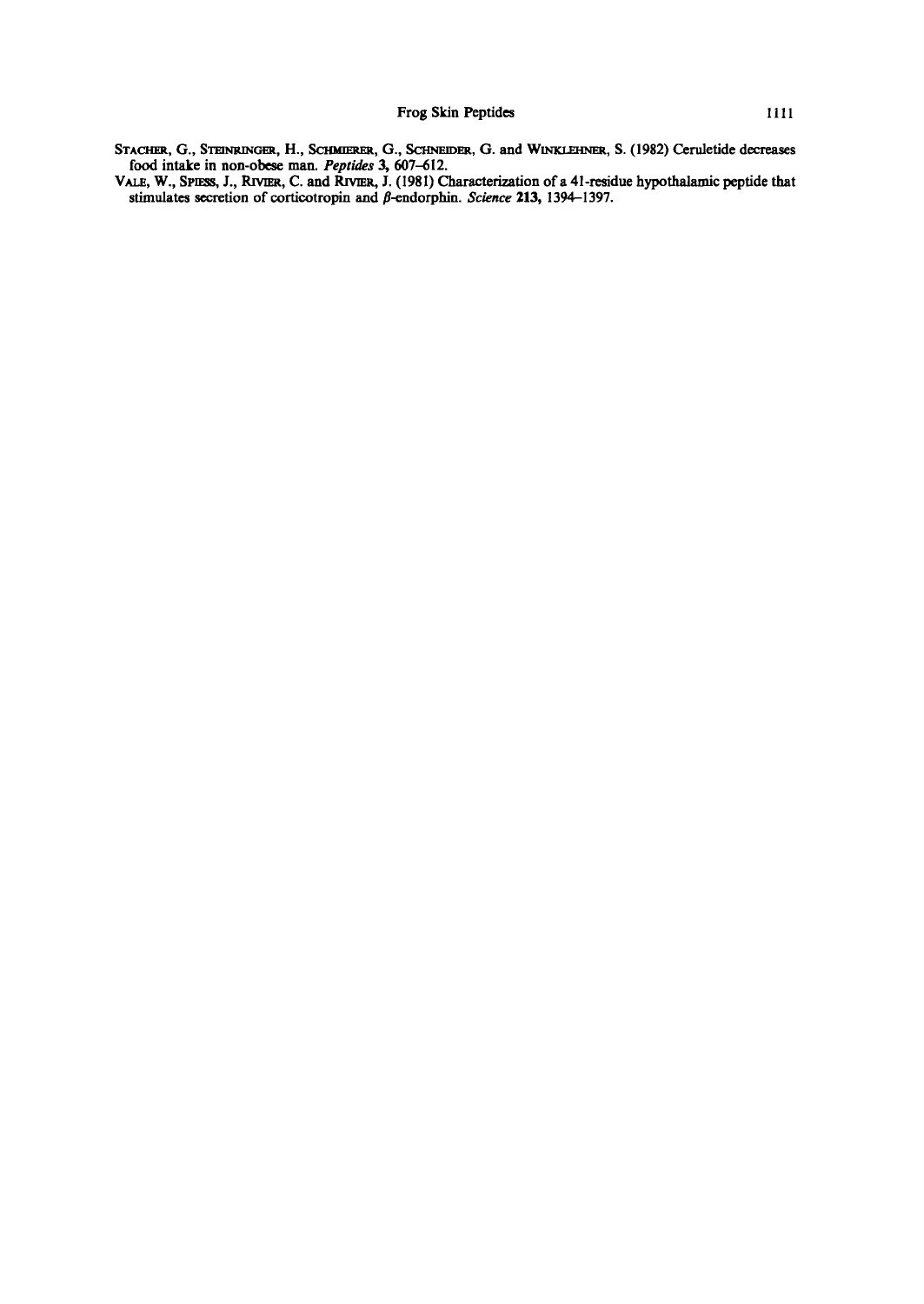Stacher, G., Steinringer, H., Schmierer, G., Schneider, G. and Winklehner, S. (1982) Ceruletide decreases food intake in non-obese man. *Peptides* **3**, 607–612.

Vale, W., Spiess, J., Rivier, C. and Rivier, J. (1981) Characterization of a 41-residue hypothalamic peptide that stimulates secretion of corticotropin and $\beta$-endorphin. *Science* **213**, 1394–1397.